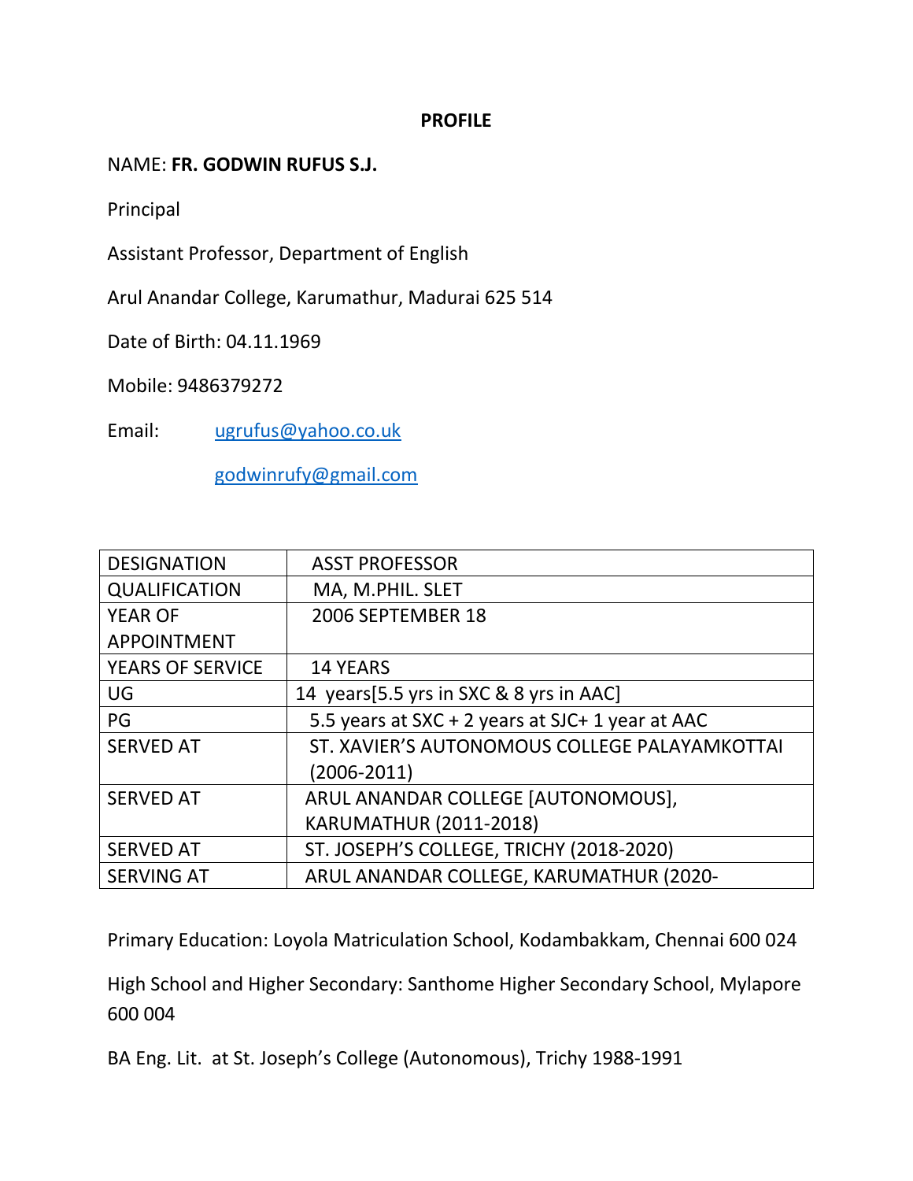# PROFILE

NAME: **FR. GODWIN RUFUS S.J.**

Principal

Assistant Professor, Department of English

Arul Anandar College, Karumathur, Madurai 625 514

Date of Birth: 04.11.1969

Mobile: 9486379272

Email: ugrufus@yahoo.co.uk

godwinrufy@gmail.com

| DESIGNATION | ASST PROFESSOR |
|---|---|
| QUALIFICATION | MA, M.PHIL. SLET |
| YEAR OF APPOINTMENT | 2006 SEPTEMBER 18 |
| YEARS OF SERVICE | 14 YEARS |
| UG | 14 years[5.5 yrs in SXC & 8 yrs in AAC] |
| PG | 5.5 years at SXC + 2 years at SJC+ 1 year at AAC |
| SERVED AT | ST. XAVIER'S AUTONOMOUS COLLEGE PALAYAMKOTTAI (2006-2011) |
| SERVED AT | ARUL ANANDAR COLLEGE [AUTONOMOUS], KARUMATHUR (2011-2018) |
| SERVED AT | ST. JOSEPH'S COLLEGE, TRICHY (2018-2020) |
| SERVING AT | ARUL ANANDAR COLLEGE, KARUMATHUR (2020- |

Primary Education: Loyola Matriculation School, Kodambakkam, Chennai 600 024

High School and Higher Secondary: Santhome Higher Secondary School, Mylapore 600 004

BA Eng. Lit. at St. Joseph's College (Autonomous), Trichy 1988-1991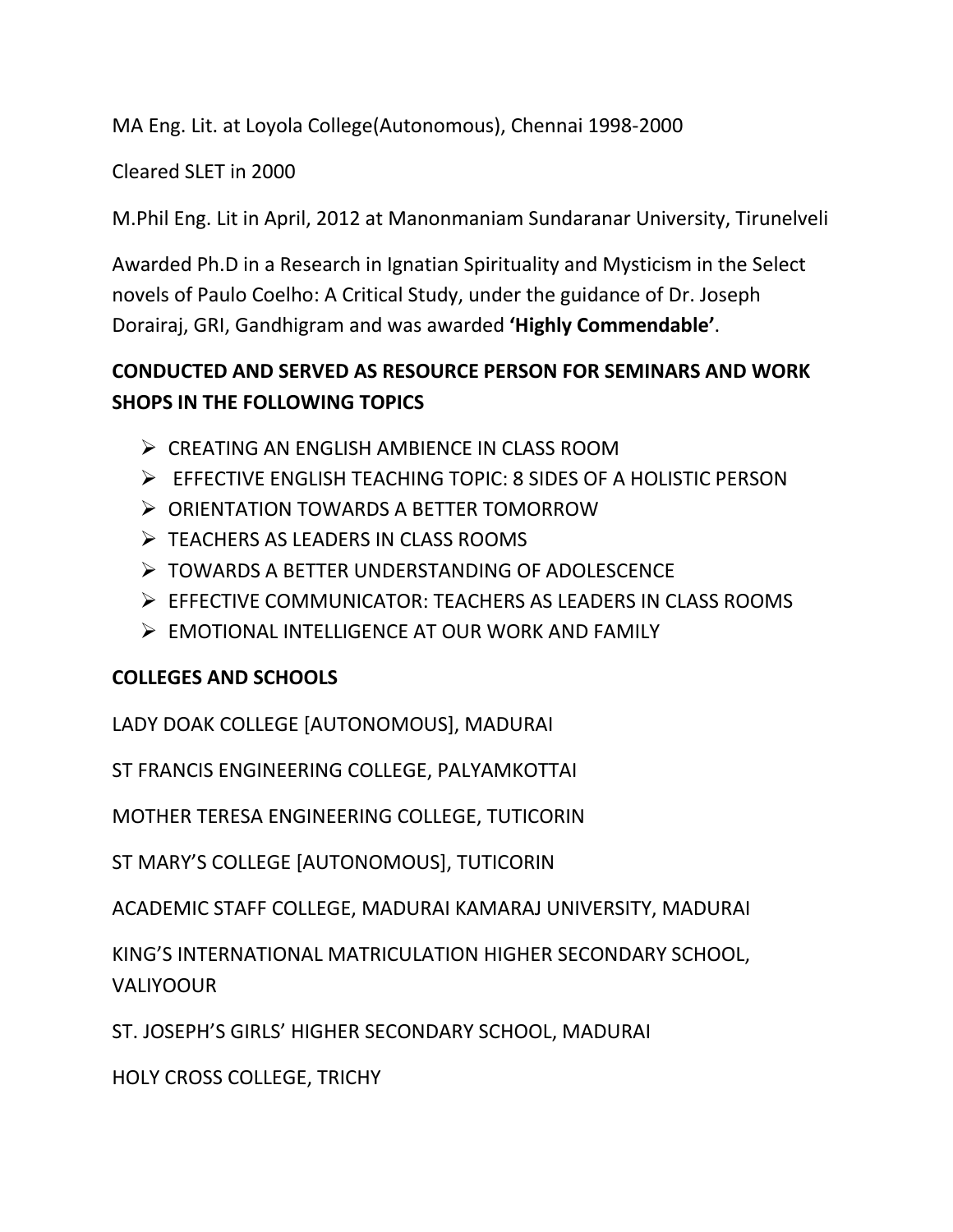MA Eng. Lit. at Loyola College(Autonomous), Chennai 1998-2000

Cleared SLET in 2000

M.Phil Eng. Lit in April, 2012 at Manonmaniam Sundaranar University, Tirunelveli

Awarded Ph.D in a Research in Ignatian Spirituality and Mysticism in the Select novels of Paulo Coelho: A Critical Study, under the guidance of Dr. Joseph Dorairaj, GRI, Gandhigram and was awarded **'Highly Commendable'**.

**CONDUCTED AND SERVED AS RESOURCE PERSON FOR SEMINARS AND WORK SHOPS IN THE FOLLOWING TOPICS**

- CREATING AN ENGLISH AMBIENCE IN CLASS ROOM
- EFFECTIVE ENGLISH TEACHING TOPIC: 8 SIDES OF A HOLISTIC PERSON
- ORIENTATION TOWARDS A BETTER TOMORROW
- TEACHERS AS LEADERS IN CLASS ROOMS
- TOWARDS A BETTER UNDERSTANDING OF ADOLESCENCE
- EFFECTIVE COMMUNICATOR: TEACHERS AS LEADERS IN CLASS ROOMS
- EMOTIONAL INTELLIGENCE AT OUR WORK AND FAMILY

**COLLEGES AND SCHOOLS**

LADY DOAK COLLEGE [AUTONOMOUS], MADURAI

ST FRANCIS ENGINEERING COLLEGE, PALYAMKOTTAI

MOTHER TERESA ENGINEERING COLLEGE, TUTICORIN

ST MARY'S COLLEGE [AUTONOMOUS], TUTICORIN

ACADEMIC STAFF COLLEGE, MADURAI KAMARAJ UNIVERSITY, MADURAI

KING'S INTERNATIONAL MATRICULATION HIGHER SECONDARY SCHOOL, VALIYOOUR

ST. JOSEPH'S GIRLS' HIGHER SECONDARY SCHOOL, MADURAI

HOLY CROSS COLLEGE, TRICHY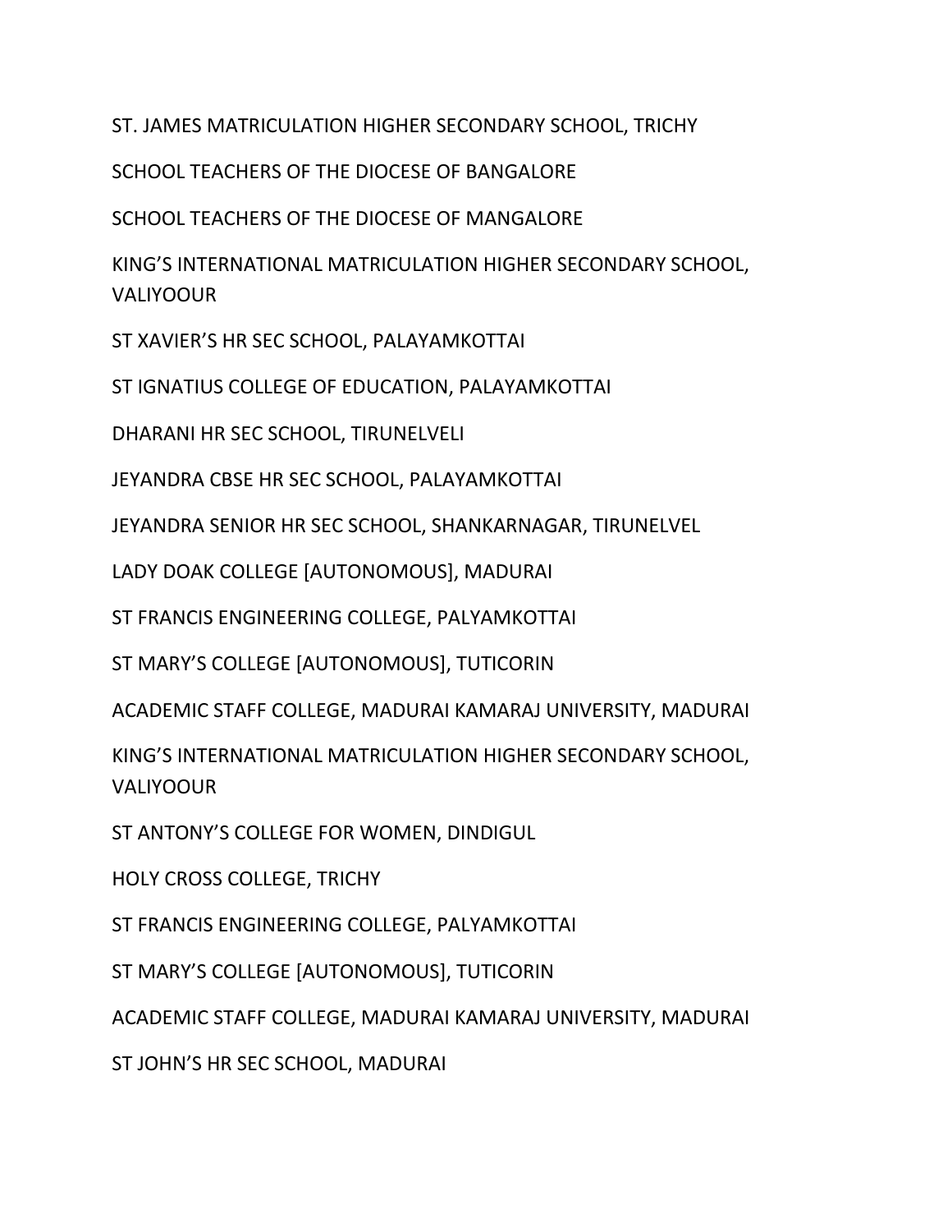ST. JAMES MATRICULATION HIGHER SECONDARY SCHOOL, TRICHY

SCHOOL TEACHERS OF THE DIOCESE OF BANGALORE

SCHOOL TEACHERS OF THE DIOCESE OF MANGALORE

KING'S INTERNATIONAL MATRICULATION HIGHER SECONDARY SCHOOL, VALIYOOUR

ST XAVIER'S HR SEC SCHOOL, PALAYAMKOTTAI

ST IGNATIUS COLLEGE OF EDUCATION, PALAYAMKOTTAI

DHARANI HR SEC SCHOOL, TIRUNELVELI

JEYANDRA CBSE HR SEC SCHOOL, PALAYAMKOTTAI

JEYANDRA SENIOR HR SEC SCHOOL, SHANKARNAGAR, TIRUNELVEL

LADY DOAK COLLEGE [AUTONOMOUS], MADURAI

ST FRANCIS ENGINEERING COLLEGE, PALYAMKOTTAI

ST MARY'S COLLEGE [AUTONOMOUS], TUTICORIN

ACADEMIC STAFF COLLEGE, MADURAI KAMARAJ UNIVERSITY, MADURAI

KING'S INTERNATIONAL MATRICULATION HIGHER SECONDARY SCHOOL, VALIYOOUR

ST ANTONY'S COLLEGE FOR WOMEN, DINDIGUL

HOLY CROSS COLLEGE, TRICHY

ST FRANCIS ENGINEERING COLLEGE, PALYAMKOTTAI

ST MARY'S COLLEGE [AUTONOMOUS], TUTICORIN

ACADEMIC STAFF COLLEGE, MADURAI KAMARAJ UNIVERSITY, MADURAI

ST JOHN'S HR SEC SCHOOL, MADURAI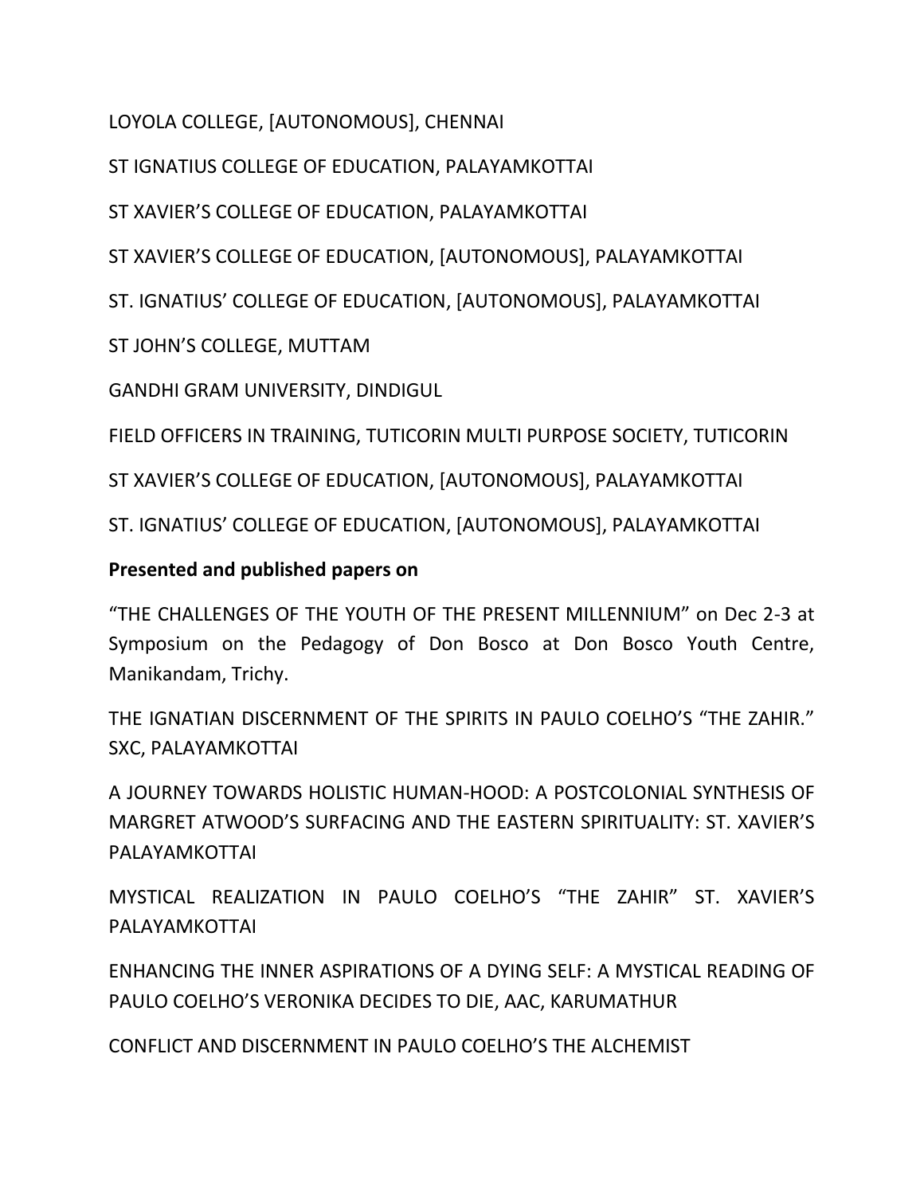LOYOLA COLLEGE, [AUTONOMOUS], CHENNAI

ST IGNATIUS COLLEGE OF EDUCATION, PALAYAMKOTTAI

ST XAVIER'S COLLEGE OF EDUCATION, PALAYAMKOTTAI

ST XAVIER'S COLLEGE OF EDUCATION, [AUTONOMOUS], PALAYAMKOTTAI

ST. IGNATIUS' COLLEGE OF EDUCATION, [AUTONOMOUS], PALAYAMKOTTAI

ST JOHN'S COLLEGE, MUTTAM

GANDHI GRAM UNIVERSITY, DINDIGUL

FIELD OFFICERS IN TRAINING, TUTICORIN MULTI PURPOSE SOCIETY, TUTICORIN

ST XAVIER'S COLLEGE OF EDUCATION, [AUTONOMOUS], PALAYAMKOTTAI

ST. IGNATIUS' COLLEGE OF EDUCATION, [AUTONOMOUS], PALAYAMKOTTAI

**Presented and published papers on**

"THE CHALLENGES OF THE YOUTH OF THE PRESENT MILLENNIUM" on Dec 2-3 at Symposium on the Pedagogy of Don Bosco at Don Bosco Youth Centre, Manikandam, Trichy.

THE IGNATIAN DISCERNMENT OF THE SPIRITS IN PAULO COELHO'S "THE ZAHIR." SXC, PALAYAMKOTTAI

A JOURNEY TOWARDS HOLISTIC HUMAN-HOOD: A POSTCOLONIAL SYNTHESIS OF MARGRET ATWOOD'S SURFACING AND THE EASTERN SPIRITUALITY: ST. XAVIER'S PALAYAMKOTTAI

MYSTICAL REALIZATION IN PAULO COELHO'S "THE ZAHIR" ST. XAVIER'S PALAYAMKOTTAI

ENHANCING THE INNER ASPIRATIONS OF A DYING SELF: A MYSTICAL READING OF PAULO COELHO'S VERONIKA DECIDES TO DIE, AAC, KARUMATHUR

CONFLICT AND DISCERNMENT IN PAULO COELHO'S THE ALCHEMIST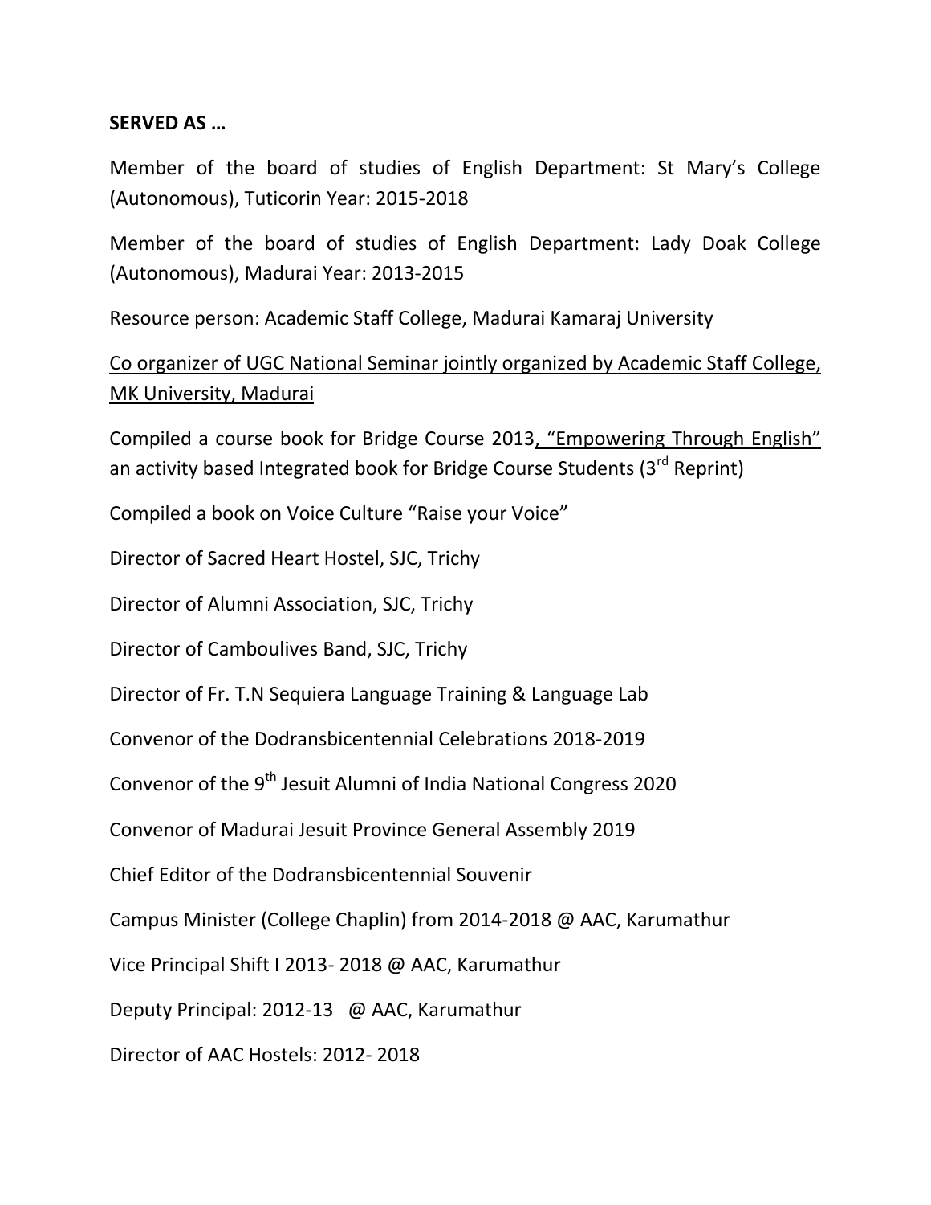**SERVED AS …**

Member of the board of studies of English Department: St Mary's College (Autonomous), Tuticorin Year: 2015-2018

Member of the board of studies of English Department: Lady Doak College (Autonomous), Madurai Year: 2013-2015

Resource person: Academic Staff College, Madurai Kamaraj University

<u>Co organizer of UGC National Seminar jointly organized by Academic Staff College, MK University, Madurai</u>

Compiled a course book for Bridge Course 2013<u>, "Empowering Through English"</u> an activity based Integrated book for Bridge Course Students (3rd Reprint)

Compiled a book on Voice Culture "Raise your Voice"

Director of Sacred Heart Hostel, SJC, Trichy

Director of Alumni Association, SJC, Trichy

Director of Camboulives Band, SJC, Trichy

Director of Fr. T.N Sequiera Language Training & Language Lab

Convenor of the Dodransbicentennial Celebrations 2018-2019

Convenor of the 9th Jesuit Alumni of India National Congress 2020

Convenor of Madurai Jesuit Province General Assembly 2019

Chief Editor of the Dodransbicentennial Souvenir

Campus Minister (College Chaplin) from 2014-2018 @ AAC, Karumathur

Vice Principal Shift I 2013- 2018 @ AAC, Karumathur

Deputy Principal: 2012-13 @ AAC, Karumathur

Director of AAC Hostels: 2012- 2018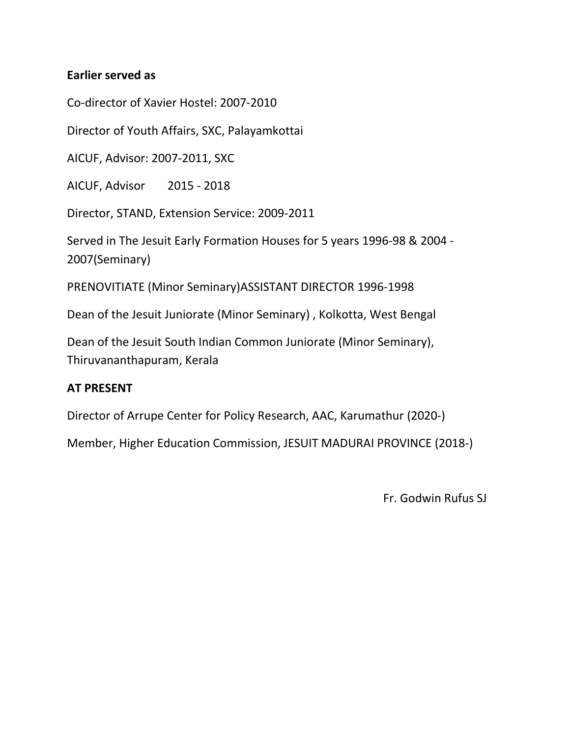**Earlier served as**

Co-director of Xavier Hostel: 2007-2010

Director of Youth Affairs, SXC, Palayamkottai

AICUF, Advisor: 2007-2011, SXC

AICUF, Advisor 2015 - 2018

Director, STAND, Extension Service: 2009-2011

Served in The Jesuit Early Formation Houses for 5 years 1996-98 & 2004 - 2007(Seminary)

PRENOVITIATE (Minor Seminary)ASSISTANT DIRECTOR 1996-1998

Dean of the Jesuit Juniorate (Minor Seminary) , Kolkotta, West Bengal

Dean of the Jesuit South Indian Common Juniorate (Minor Seminary), Thiruvananthapuram, Kerala

**AT PRESENT**

Director of Arrupe Center for Policy Research, AAC, Karumathur (2020-)

Member, Higher Education Commission, JESUIT MADURAI PROVINCE (2018-)

Fr. Godwin Rufus SJ